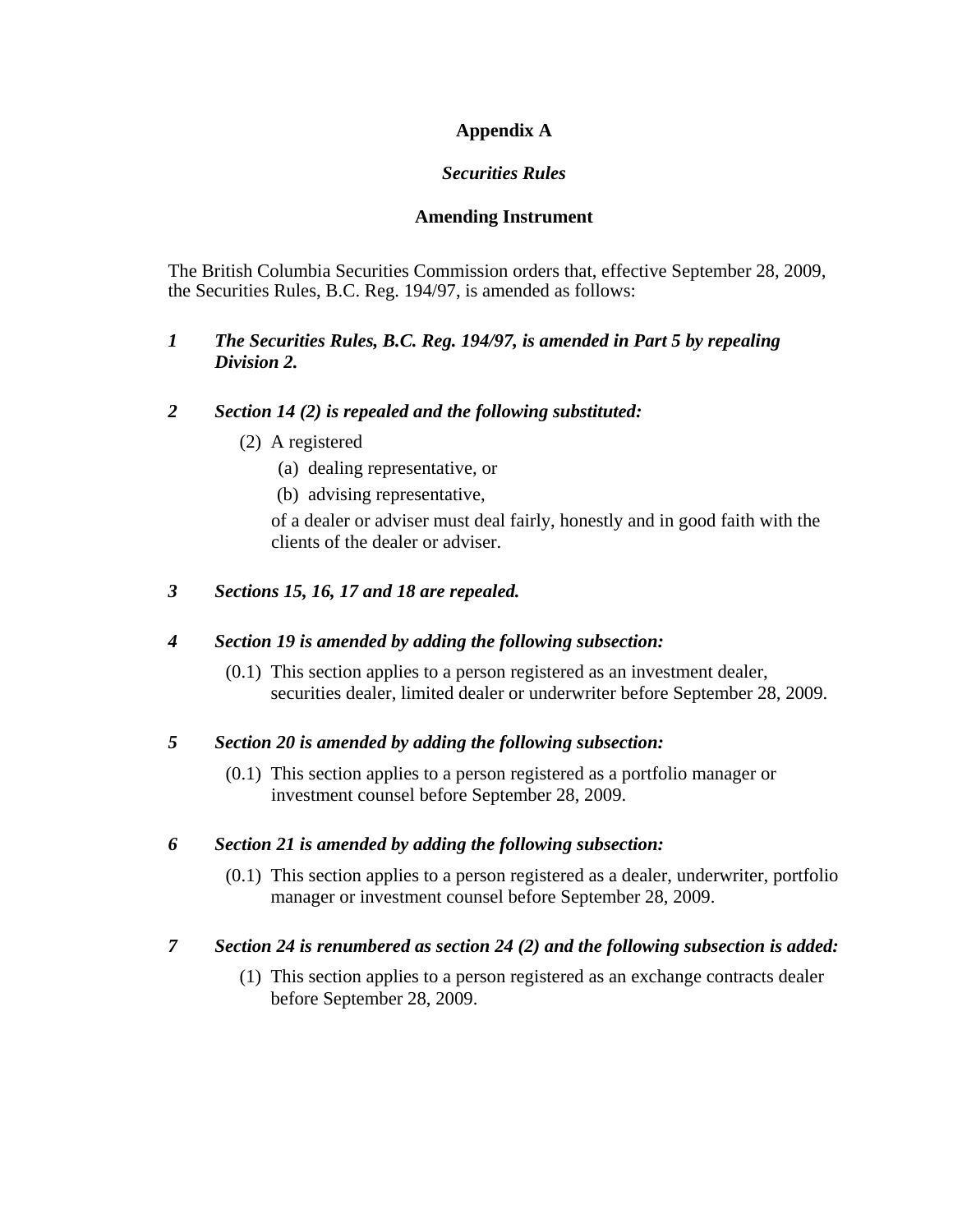# Appendix A

## *Securities Rules*

## Amending Instrument

The British Columbia Securities Commission orders that, effective September 28, 2009, the Securities Rules, B.C. Reg. 194/97, is amended as follows:

***1 The Securities Rules, B.C. Reg. 194/97, is amended in Part 5 by repealing Division 2.***

***2 Section 14 (2) is repealed and the following substituted:***

(2) A registered

(a) dealing representative, or

(b) advising representative,

of a dealer or adviser must deal fairly, honestly and in good faith with the clients of the dealer or adviser.

***3 Sections 15, 16, 17 and 18 are repealed.***

***4 Section 19 is amended by adding the following subsection:***

(0.1) This section applies to a person registered as an investment dealer, securities dealer, limited dealer or underwriter before September 28, 2009.

***5 Section 20 is amended by adding the following subsection:***

(0.1) This section applies to a person registered as a portfolio manager or investment counsel before September 28, 2009.

***6 Section 21 is amended by adding the following subsection:***

(0.1) This section applies to a person registered as a dealer, underwriter, portfolio manager or investment counsel before September 28, 2009.

***7 Section 24 is renumbered as section 24 (2) and the following subsection is added:***

(1) This section applies to a person registered as an exchange contracts dealer before September 28, 2009.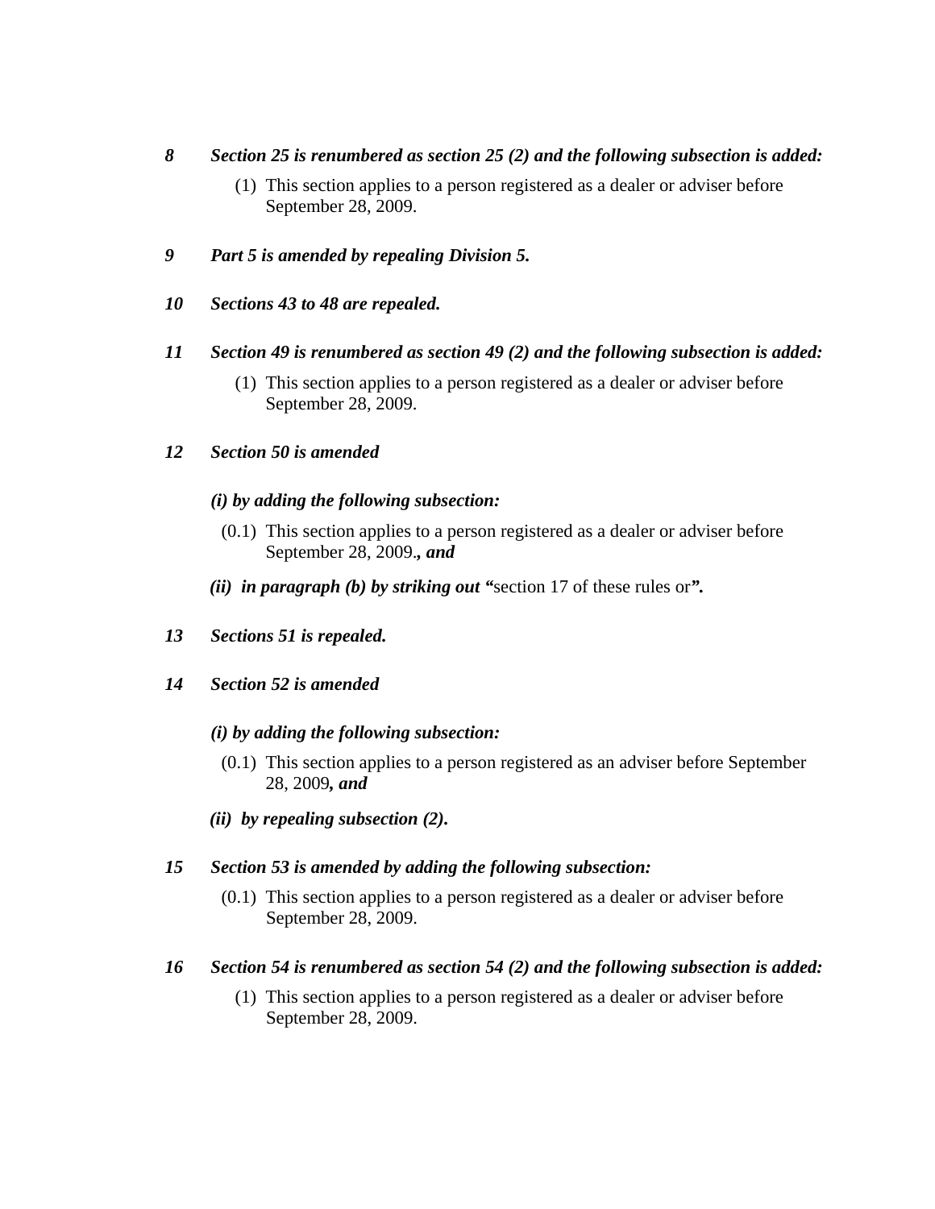*8* ***Section 25 is renumbered as section 25 (2) and the following subsection is added:***

(1) This section applies to a person registered as a dealer or adviser before September 28, 2009.

*9* ***Part 5 is amended by repealing Division 5.***

*10* ***Sections 43 to 48 are repealed.***

*11* ***Section 49 is renumbered as section 49 (2) and the following subsection is added:***

(1) This section applies to a person registered as a dealer or adviser before September 28, 2009.

*12* ***Section 50 is amended***

***(i) by adding the following subsection:***

(0.1) This section applies to a person registered as a dealer or adviser before September 28, 2009.***, and***

***(ii) in paragraph (b) by striking out "***section 17 of these rules or***".***

*13* ***Sections 51 is repealed.***

*14* ***Section 52 is amended***

***(i) by adding the following subsection:***

(0.1) This section applies to a person registered as an adviser before September 28, 2009***, and***

***(ii) by repealing subsection (2).***

*15* ***Section 53 is amended by adding the following subsection:***

(0.1) This section applies to a person registered as a dealer or adviser before September 28, 2009.

*16* ***Section 54 is renumbered as section 54 (2) and the following subsection is added:***

(1) This section applies to a person registered as a dealer or adviser before September 28, 2009.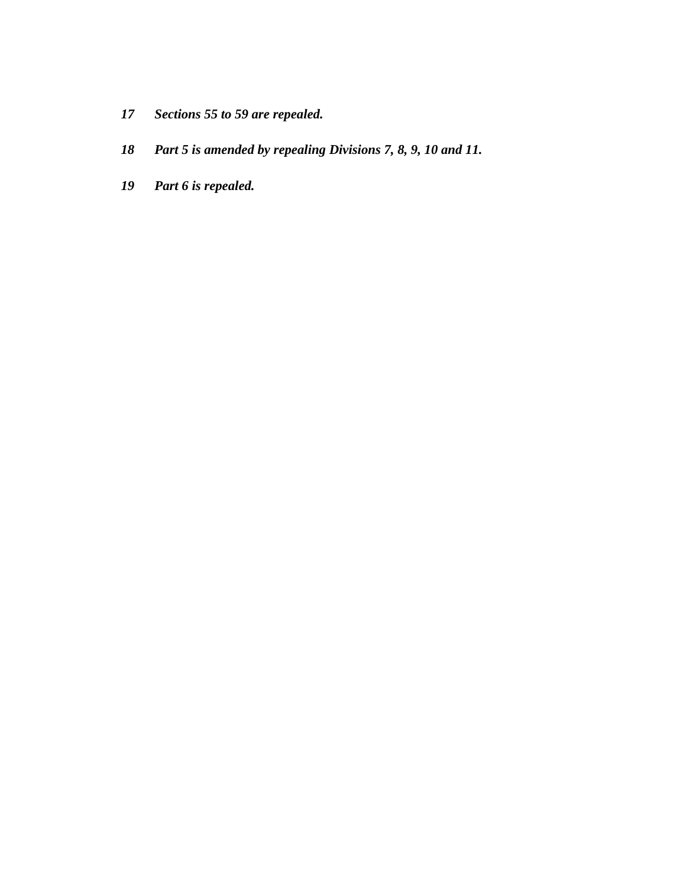*17 Sections 55 to 59 are repealed.*

*18 Part 5 is amended by repealing Divisions 7, 8, 9, 10 and 11.*

*19 Part 6 is repealed.*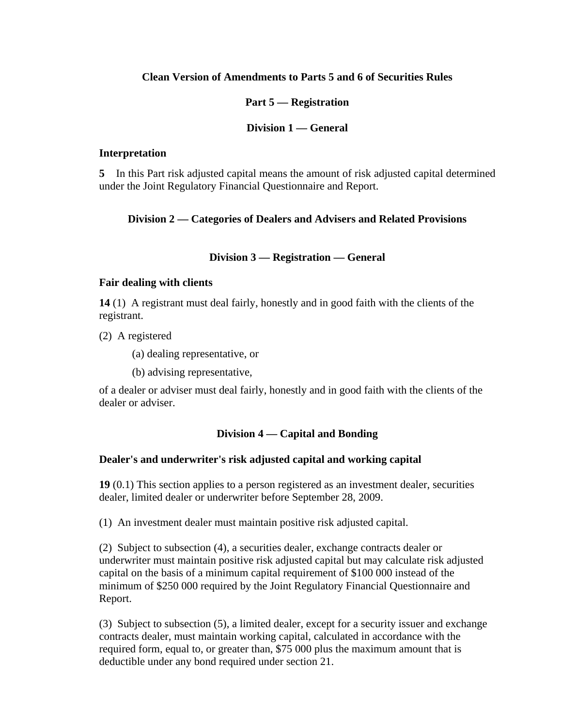# Clean Version of Amendments to Parts 5 and 6 of Securities Rules

## Part 5 — Registration

### Division 1 — General

**Interpretation**

**5** In this Part risk adjusted capital means the amount of risk adjusted capital determined under the Joint Regulatory Financial Questionnaire and Report.

### Division 2 — Categories of Dealers and Advisers and Related Provisions

### Division 3 — Registration — General

**Fair dealing with clients**

**14** (1) A registrant must deal fairly, honestly and in good faith with the clients of the registrant.

(2) A registered

(a) dealing representative, or

(b) advising representative,

of a dealer or adviser must deal fairly, honestly and in good faith with the clients of the dealer or adviser.

### Division 4 — Capital and Bonding

**Dealer's and underwriter's risk adjusted capital and working capital**

**19** (0.1) This section applies to a person registered as an investment dealer, securities dealer, limited dealer or underwriter before September 28, 2009.

(1) An investment dealer must maintain positive risk adjusted capital.

(2) Subject to subsection (4), a securities dealer, exchange contracts dealer or underwriter must maintain positive risk adjusted capital but may calculate risk adjusted capital on the basis of a minimum capital requirement of $100 000 instead of the minimum of $250 000 required by the Joint Regulatory Financial Questionnaire and Report.

(3) Subject to subsection (5), a limited dealer, except for a security issuer and exchange contracts dealer, must maintain working capital, calculated in accordance with the required form, equal to, or greater than, $75 000 plus the maximum amount that is deductible under any bond required under section 21.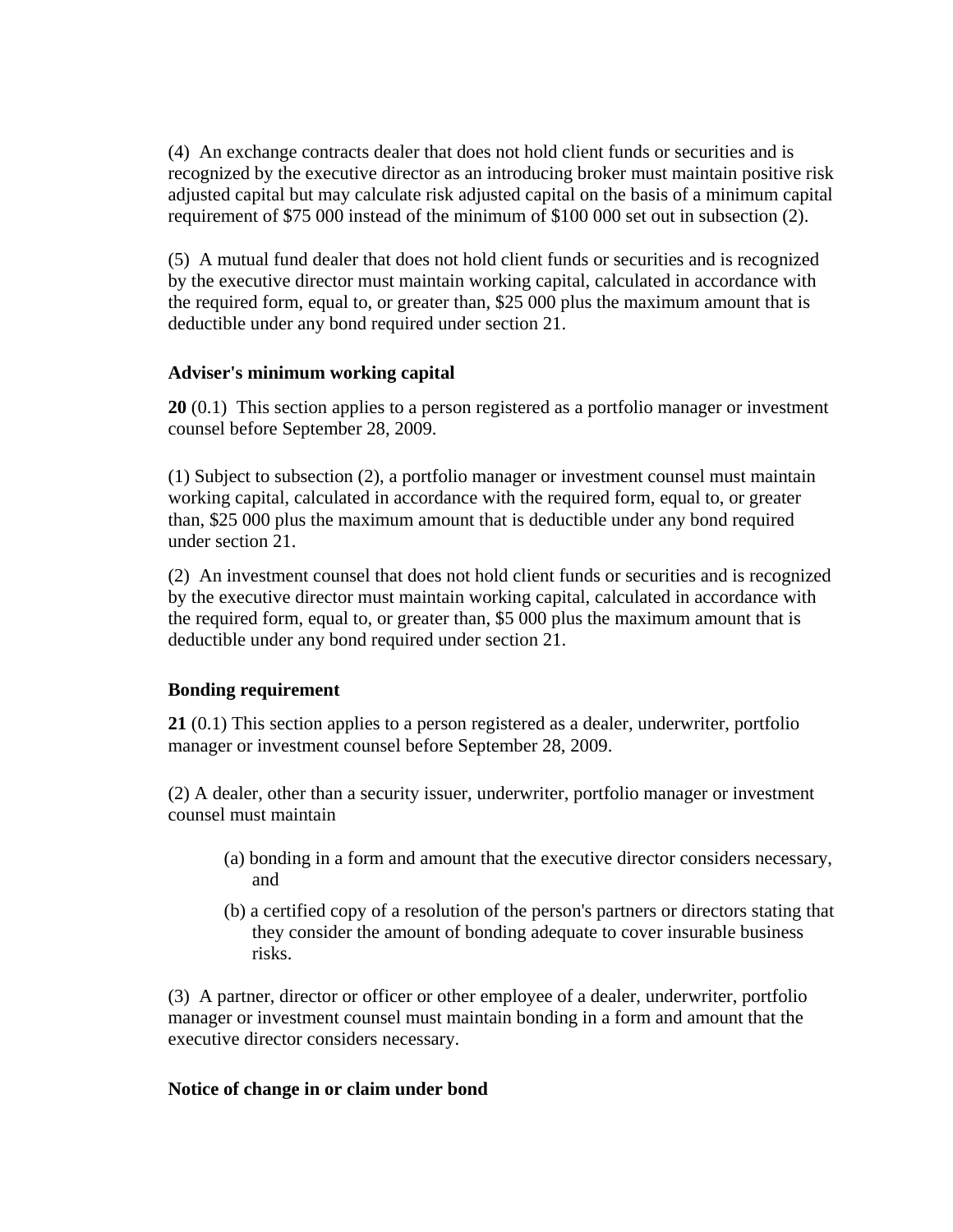(4) An exchange contracts dealer that does not hold client funds or securities and is recognized by the executive director as an introducing broker must maintain positive risk adjusted capital but may calculate risk adjusted capital on the basis of a minimum capital requirement of $75 000 instead of the minimum of $100 000 set out in subsection (2).

(5) A mutual fund dealer that does not hold client funds or securities and is recognized by the executive director must maintain working capital, calculated in accordance with the required form, equal to, or greater than, $25 000 plus the maximum amount that is deductible under any bond required under section 21.

**Adviser's minimum working capital**

**20** (0.1) This section applies to a person registered as a portfolio manager or investment counsel before September 28, 2009.

(1) Subject to subsection (2), a portfolio manager or investment counsel must maintain working capital, calculated in accordance with the required form, equal to, or greater than, $25 000 plus the maximum amount that is deductible under any bond required under section 21.

(2) An investment counsel that does not hold client funds or securities and is recognized by the executive director must maintain working capital, calculated in accordance with the required form, equal to, or greater than, $5 000 plus the maximum amount that is deductible under any bond required under section 21.

**Bonding requirement**

**21** (0.1) This section applies to a person registered as a dealer, underwriter, portfolio manager or investment counsel before September 28, 2009.

(2) A dealer, other than a security issuer, underwriter, portfolio manager or investment counsel must maintain

- (a) bonding in a form and amount that the executive director considers necessary, and
- (b) a certified copy of a resolution of the person's partners or directors stating that they consider the amount of bonding adequate to cover insurable business risks.

(3) A partner, director or officer or other employee of a dealer, underwriter, portfolio manager or investment counsel must maintain bonding in a form and amount that the executive director considers necessary.

**Notice of change in or claim under bond**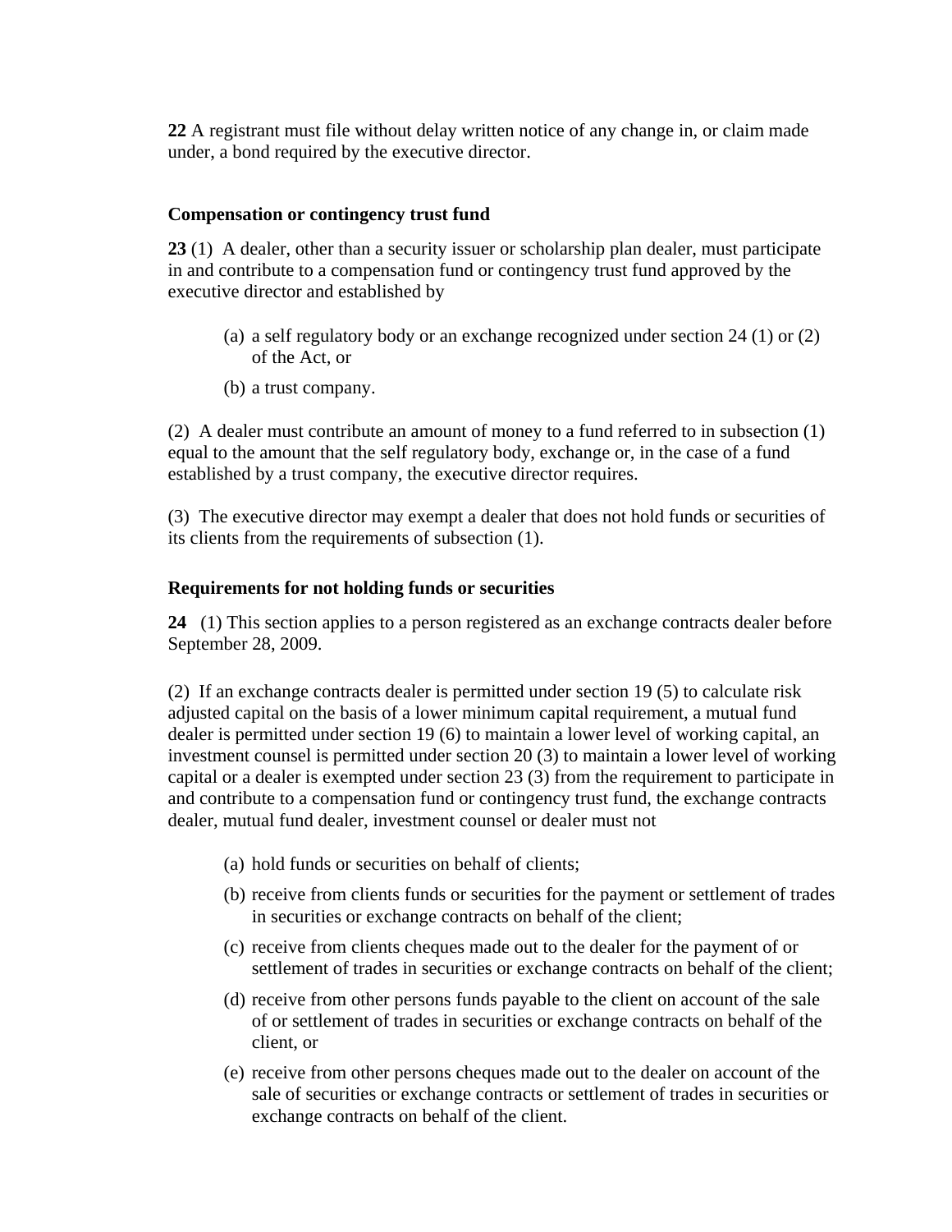**22** A registrant must file without delay written notice of any change in, or claim made under, a bond required by the executive director.

### Compensation or contingency trust fund

**23** (1) A dealer, other than a security issuer or scholarship plan dealer, must participate in and contribute to a compensation fund or contingency trust fund approved by the executive director and established by

(a) a self regulatory body or an exchange recognized under section 24 (1) or (2) of the Act, or

(b) a trust company.

(2) A dealer must contribute an amount of money to a fund referred to in subsection (1) equal to the amount that the self regulatory body, exchange or, in the case of a fund established by a trust company, the executive director requires.

(3) The executive director may exempt a dealer that does not hold funds or securities of its clients from the requirements of subsection (1).

### Requirements for not holding funds or securities

**24** (1) This section applies to a person registered as an exchange contracts dealer before September 28, 2009.

(2) If an exchange contracts dealer is permitted under section 19 (5) to calculate risk adjusted capital on the basis of a lower minimum capital requirement, a mutual fund dealer is permitted under section 19 (6) to maintain a lower level of working capital, an investment counsel is permitted under section 20 (3) to maintain a lower level of working capital or a dealer is exempted under section 23 (3) from the requirement to participate in and contribute to a compensation fund or contingency trust fund, the exchange contracts dealer, mutual fund dealer, investment counsel or dealer must not

(a) hold funds or securities on behalf of clients;

(b) receive from clients funds or securities for the payment or settlement of trades in securities or exchange contracts on behalf of the client;

(c) receive from clients cheques made out to the dealer for the payment of or settlement of trades in securities or exchange contracts on behalf of the client;

(d) receive from other persons funds payable to the client on account of the sale of or settlement of trades in securities or exchange contracts on behalf of the client, or

(e) receive from other persons cheques made out to the dealer on account of the sale of securities or exchange contracts or settlement of trades in securities or exchange contracts on behalf of the client.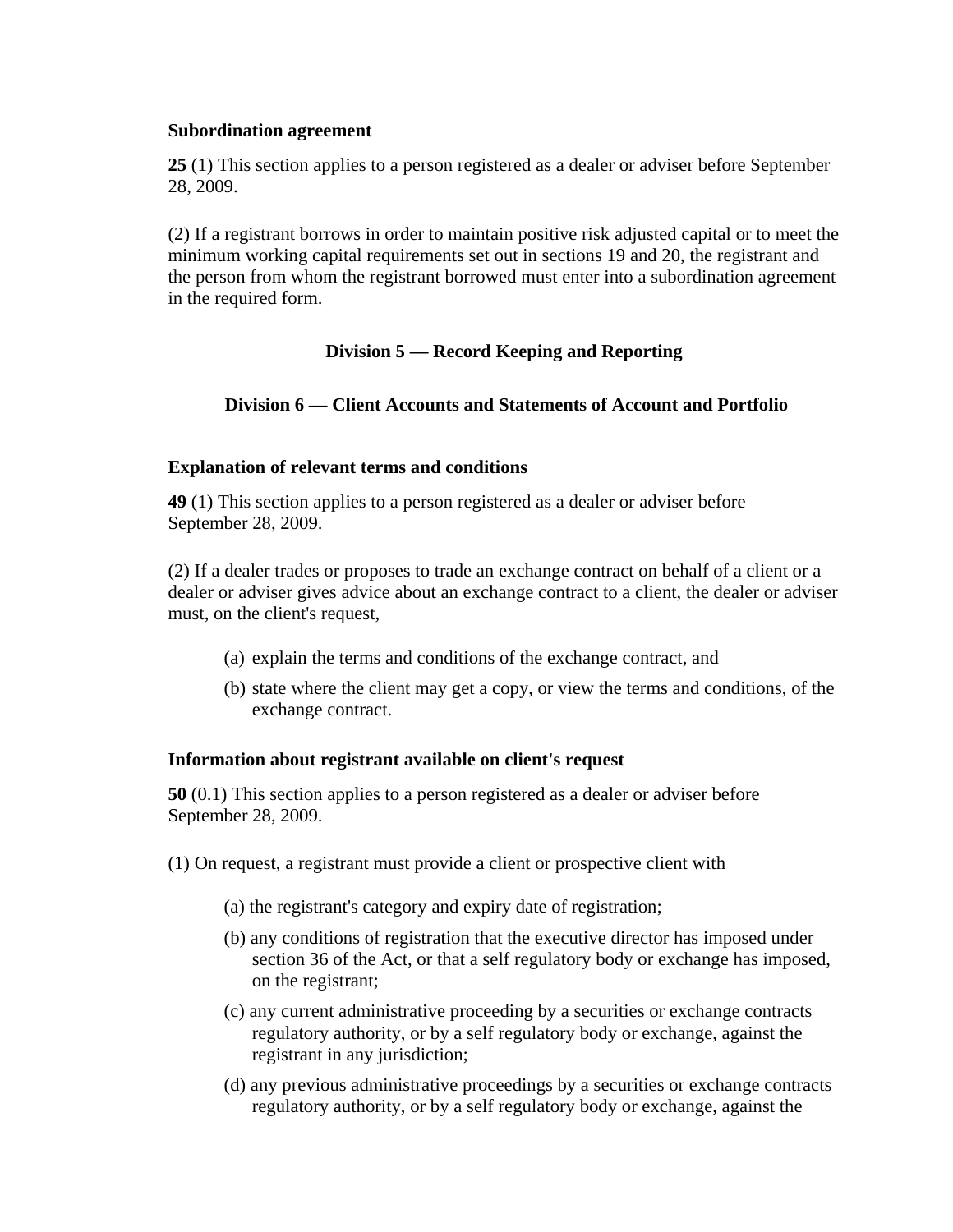**Subordination agreement**

**25** (1) This section applies to a person registered as a dealer or adviser before September 28, 2009.

(2) If a registrant borrows in order to maintain positive risk adjusted capital or to meet the minimum working capital requirements set out in sections 19 and 20, the registrant and the person from whom the registrant borrowed must enter into a subordination agreement in the required form.

## Division 5 — Record Keeping and Reporting

## Division 6 — Client Accounts and Statements of Account and Portfolio

**Explanation of relevant terms and conditions**

**49** (1) This section applies to a person registered as a dealer or adviser before September 28, 2009.

(2) If a dealer trades or proposes to trade an exchange contract on behalf of a client or a dealer or adviser gives advice about an exchange contract to a client, the dealer or adviser must, on the client's request,

- (a) explain the terms and conditions of the exchange contract, and
- (b) state where the client may get a copy, or view the terms and conditions, of the exchange contract.

**Information about registrant available on client's request**

**50** (0.1) This section applies to a person registered as a dealer or adviser before September 28, 2009.

(1) On request, a registrant must provide a client or prospective client with

- (a) the registrant's category and expiry date of registration;
- (b) any conditions of registration that the executive director has imposed under section 36 of the Act, or that a self regulatory body or exchange has imposed, on the registrant;
- (c) any current administrative proceeding by a securities or exchange contracts regulatory authority, or by a self regulatory body or exchange, against the registrant in any jurisdiction;
- (d) any previous administrative proceedings by a securities or exchange contracts regulatory authority, or by a self regulatory body or exchange, against the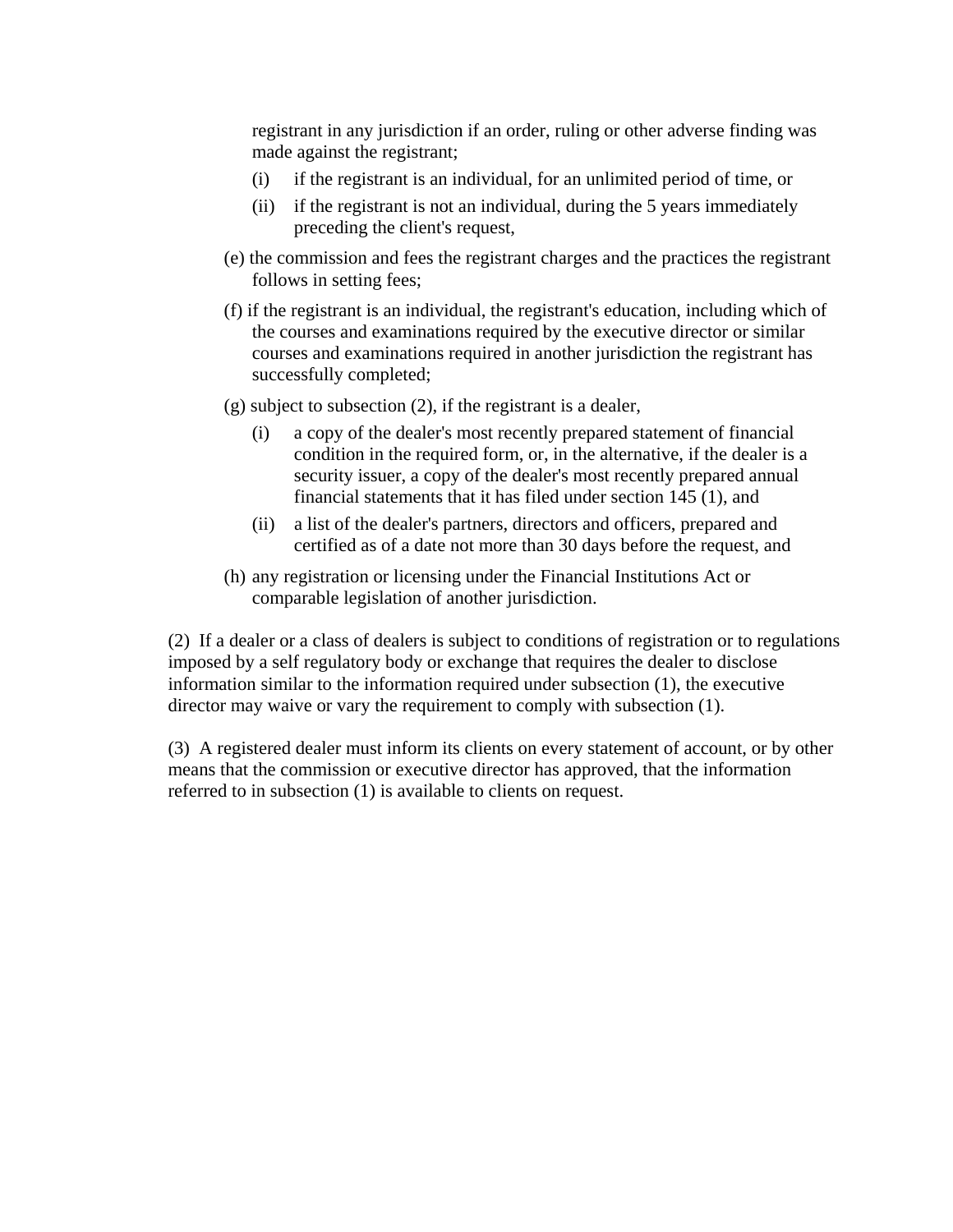registrant in any jurisdiction if an order, ruling or other adverse finding was made against the registrant;

   (i) if the registrant is an individual, for an unlimited period of time, or

   (ii) if the registrant is not an individual, during the 5 years immediately preceding the client's request,

(e) the commission and fees the registrant charges and the practices the registrant follows in setting fees;

(f) if the registrant is an individual, the registrant's education, including which of the courses and examinations required by the executive director or similar courses and examinations required in another jurisdiction the registrant has successfully completed;

(g) subject to subsection (2), if the registrant is a dealer,

   (i) a copy of the dealer's most recently prepared statement of financial condition in the required form, or, in the alternative, if the dealer is a security issuer, a copy of the dealer's most recently prepared annual financial statements that it has filed under section 145 (1), and

   (ii) a list of the dealer's partners, directors and officers, prepared and certified as of a date not more than 30 days before the request, and

(h) any registration or licensing under the Financial Institutions Act or comparable legislation of another jurisdiction.

(2) If a dealer or a class of dealers is subject to conditions of registration or to regulations imposed by a self regulatory body or exchange that requires the dealer to disclose information similar to the information required under subsection (1), the executive director may waive or vary the requirement to comply with subsection (1).

(3) A registered dealer must inform its clients on every statement of account, or by other means that the commission or executive director has approved, that the information referred to in subsection (1) is available to clients on request.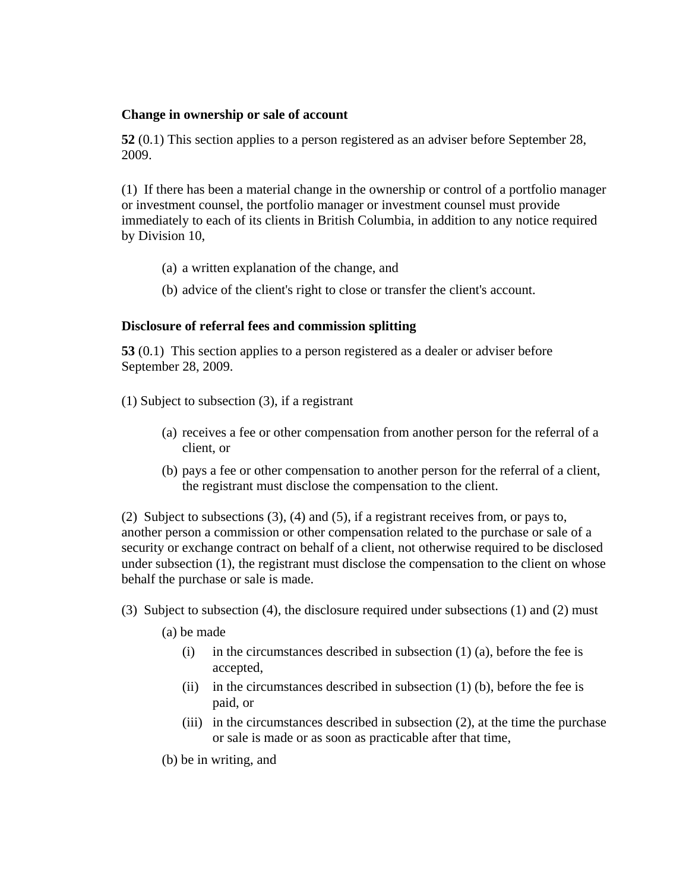**Change in ownership or sale of account**

**52** (0.1) This section applies to a person registered as an adviser before September 28, 2009.

(1) If there has been a material change in the ownership or control of a portfolio manager or investment counsel, the portfolio manager or investment counsel must provide immediately to each of its clients in British Columbia, in addition to any notice required by Division 10,

- (a) a written explanation of the change, and
- (b) advice of the client's right to close or transfer the client's account.

**Disclosure of referral fees and commission splitting**

**53** (0.1) This section applies to a person registered as a dealer or adviser before September 28, 2009.

(1) Subject to subsection (3), if a registrant

- (a) receives a fee or other compensation from another person for the referral of a client, or
- (b) pays a fee or other compensation to another person for the referral of a client, the registrant must disclose the compensation to the client.

(2) Subject to subsections (3), (4) and (5), if a registrant receives from, or pays to, another person a commission or other compensation related to the purchase or sale of a security or exchange contract on behalf of a client, not otherwise required to be disclosed under subsection (1), the registrant must disclose the compensation to the client on whose behalf the purchase or sale is made.

(3) Subject to subsection (4), the disclosure required under subsections (1) and (2) must

- (a) be made
  - (i) in the circumstances described in subsection (1) (a), before the fee is accepted,
  - (ii) in the circumstances described in subsection (1) (b), before the fee is paid, or
  - (iii) in the circumstances described in subsection (2), at the time the purchase or sale is made or as soon as practicable after that time,
- (b) be in writing, and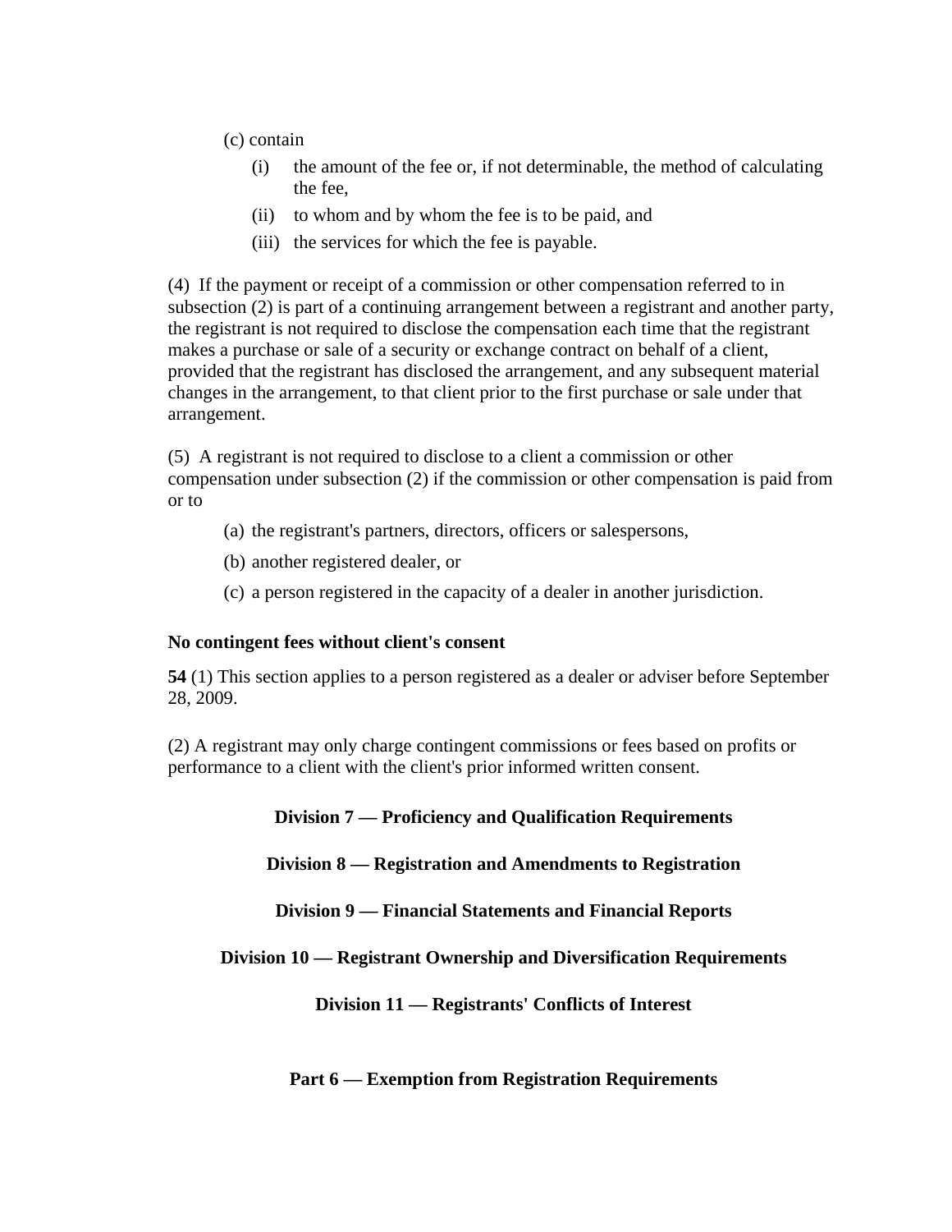(c) contain

(i) the amount of the fee or, if not determinable, the method of calculating the fee,

(ii) to whom and by whom the fee is to be paid, and

(iii) the services for which the fee is payable.

(4) If the payment or receipt of a commission or other compensation referred to in subsection (2) is part of a continuing arrangement between a registrant and another party, the registrant is not required to disclose the compensation each time that the registrant makes a purchase or sale of a security or exchange contract on behalf of a client, provided that the registrant has disclosed the arrangement, and any subsequent material changes in the arrangement, to that client prior to the first purchase or sale under that arrangement.

(5) A registrant is not required to disclose to a client a commission or other compensation under subsection (2) if the commission or other compensation is paid from or to

(a) the registrant's partners, directors, officers or salespersons,

(b) another registered dealer, or

(c) a person registered in the capacity of a dealer in another jurisdiction.

**No contingent fees without client's consent**

**54** (1) This section applies to a person registered as a dealer or adviser before September 28, 2009.

(2) A registrant may only charge contingent commissions or fees based on profits or performance to a client with the client's prior informed written consent.

## Division 7 — Proficiency and Qualification Requirements

## Division 8 — Registration and Amendments to Registration

## Division 9 — Financial Statements and Financial Reports

## Division 10 — Registrant Ownership and Diversification Requirements

## Division 11 — Registrants' Conflicts of Interest

# Part 6 — Exemption from Registration Requirements